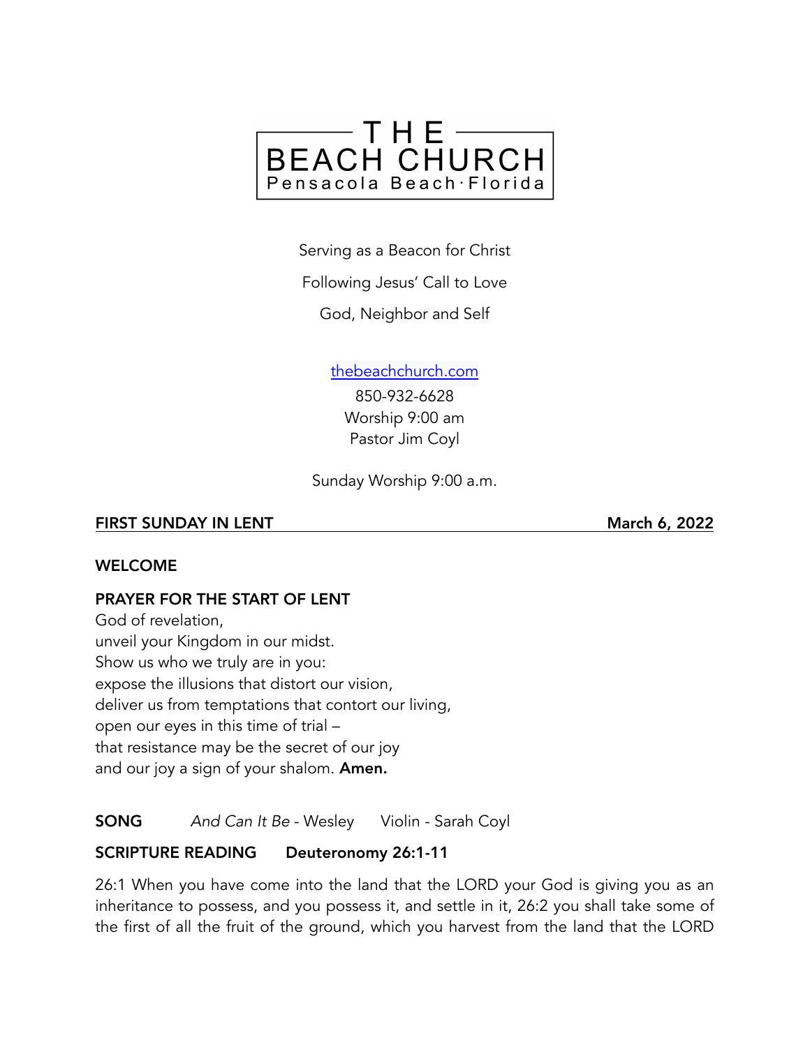# THE BEACH CHURCH
Pensacola Beach · Florida

Serving as a Beacon for Christ

Following Jesus' Call to Love

God, Neighbor and Self

[thebeachchurch.com](http://thebeachchurch.com)

850-932-6628

Worship 9:00 am

Pastor Jim Coyl

Sunday Worship 9:00 a.m.

## FIRST SUNDAY IN LENT — March 6, 2022

### WELCOME

### PRAYER FOR THE START OF LENT

God of revelation,
unveil your Kingdom in our midst.
Show us who we truly are in you:
expose the illusions that distort our vision,
deliver us from temptations that contort our living,
open our eyes in this time of trial –
that resistance may be the secret of our joy
and our joy a sign of your shalom. **Amen.**

**SONG** *And Can It Be* - Wesley Violin - Sarah Coyl

### SCRIPTURE READING Deuteronomy 26:1-11

26:1 When you have come into the land that the LORD your God is giving you as an inheritance to possess, and you possess it, and settle in it, 26:2 you shall take some of the first of all the fruit of the ground, which you harvest from the land that the LORD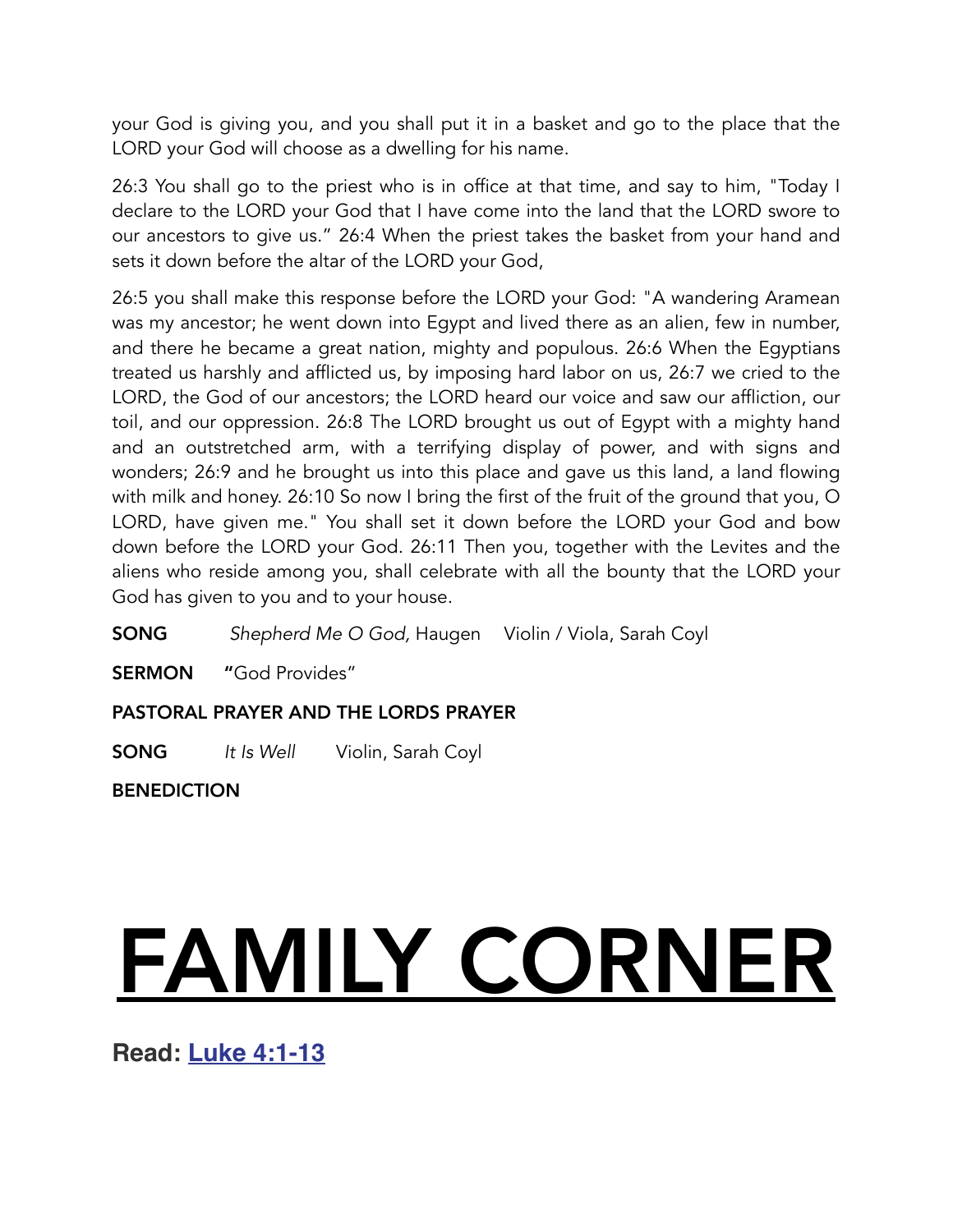your God is giving you, and you shall put it in a basket and go to the place that the LORD your God will choose as a dwelling for his name.

26:3 You shall go to the priest who is in office at that time, and say to him, "Today I declare to the LORD your God that I have come into the land that the LORD swore to our ancestors to give us." 26:4 When the priest takes the basket from your hand and sets it down before the altar of the LORD your God,

26:5 you shall make this response before the LORD your God: "A wandering Aramean was my ancestor; he went down into Egypt and lived there as an alien, few in number, and there he became a great nation, mighty and populous. 26:6 When the Egyptians treated us harshly and afflicted us, by imposing hard labor on us, 26:7 we cried to the LORD, the God of our ancestors; the LORD heard our voice and saw our affliction, our toil, and our oppression. 26:8 The LORD brought us out of Egypt with a mighty hand and an outstretched arm, with a terrifying display of power, and with signs and wonders; 26:9 and he brought us into this place and gave us this land, a land flowing with milk and honey. 26:10 So now I bring the first of the fruit of the ground that you, O LORD, have given me." You shall set it down before the LORD your God and bow down before the LORD your God. 26:11 Then you, together with the Levites and the aliens who reside among you, shall celebrate with all the bounty that the LORD your God has given to you and to your house.

**SONG** *Shepherd Me O God,* Haugen Violin / Viola, Sarah Coyl

**SERMON** **"**God Provides"

**PASTORAL PRAYER AND THE LORDS PRAYER**

**SONG** *It Is Well* Violin, Sarah Coyl

**BENEDICTION**

# FAMILY CORNER

**Read: Luke 4:1-13**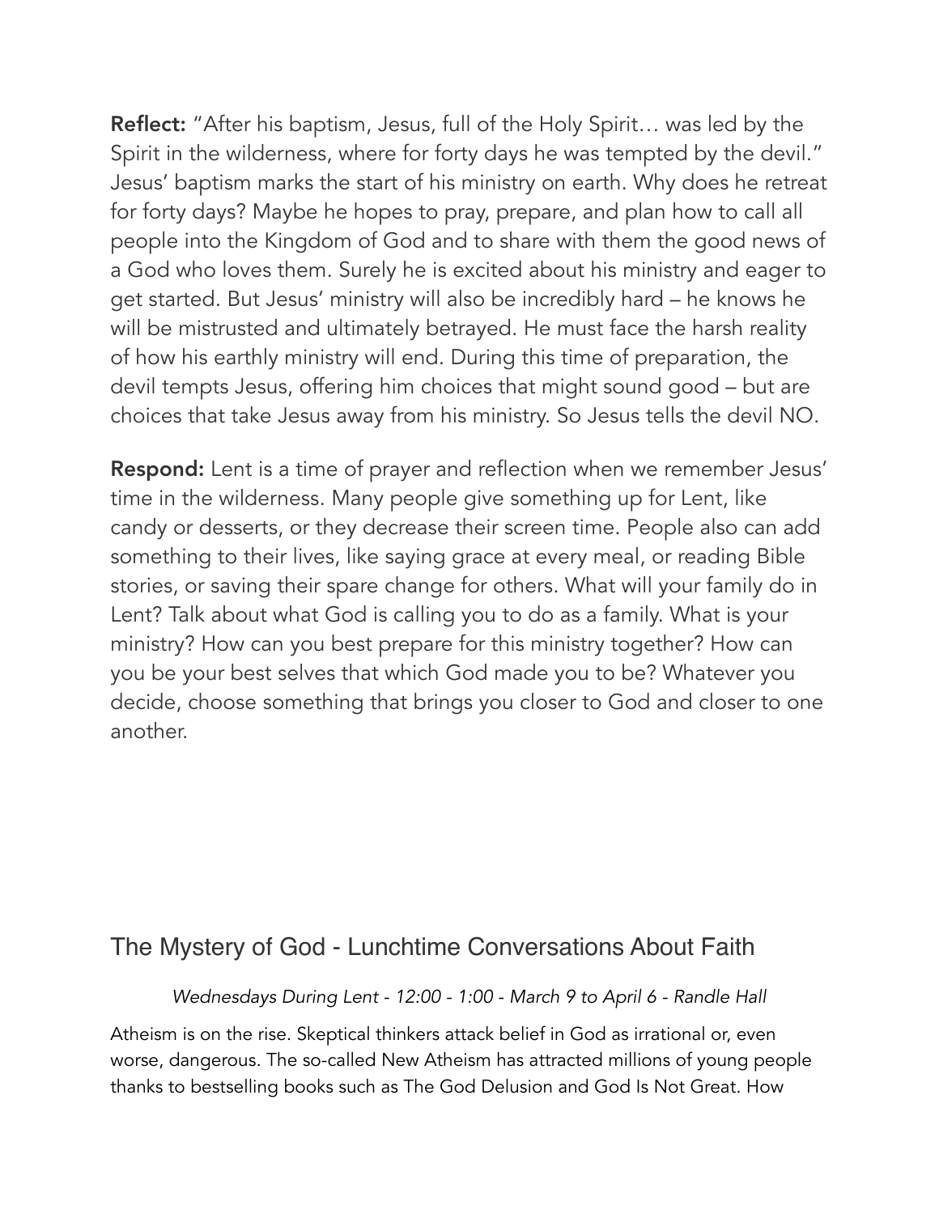**Reflect:** "After his baptism, Jesus, full of the Holy Spirit… was led by the Spirit in the wilderness, where for forty days he was tempted by the devil." Jesus' baptism marks the start of his ministry on earth. Why does he retreat for forty days? Maybe he hopes to pray, prepare, and plan how to call all people into the Kingdom of God and to share with them the good news of a God who loves them. Surely he is excited about his ministry and eager to get started. But Jesus' ministry will also be incredibly hard – he knows he will be mistrusted and ultimately betrayed. He must face the harsh reality of how his earthly ministry will end. During this time of preparation, the devil tempts Jesus, offering him choices that might sound good – but are choices that take Jesus away from his ministry. So Jesus tells the devil NO.

**Respond:** Lent is a time of prayer and reflection when we remember Jesus' time in the wilderness. Many people give something up for Lent, like candy or desserts, or they decrease their screen time. People also can add something to their lives, like saying grace at every meal, or reading Bible stories, or saving their spare change for others. What will your family do in Lent? Talk about what God is calling you to do as a family. What is your ministry? How can you best prepare for this ministry together? How can you be your best selves that which God made you to be? Whatever you decide, choose something that brings you closer to God and closer to one another.

## The Mystery of God - Lunchtime Conversations About Faith

*Wednesdays During Lent - 12:00 - 1:00 - March 9 to April 6 - Randle Hall*

Atheism is on the rise. Skeptical thinkers attack belief in God as irrational or, even worse, dangerous. The so-called New Atheism has attracted millions of young people thanks to bestselling books such as The God Delusion and God Is Not Great. How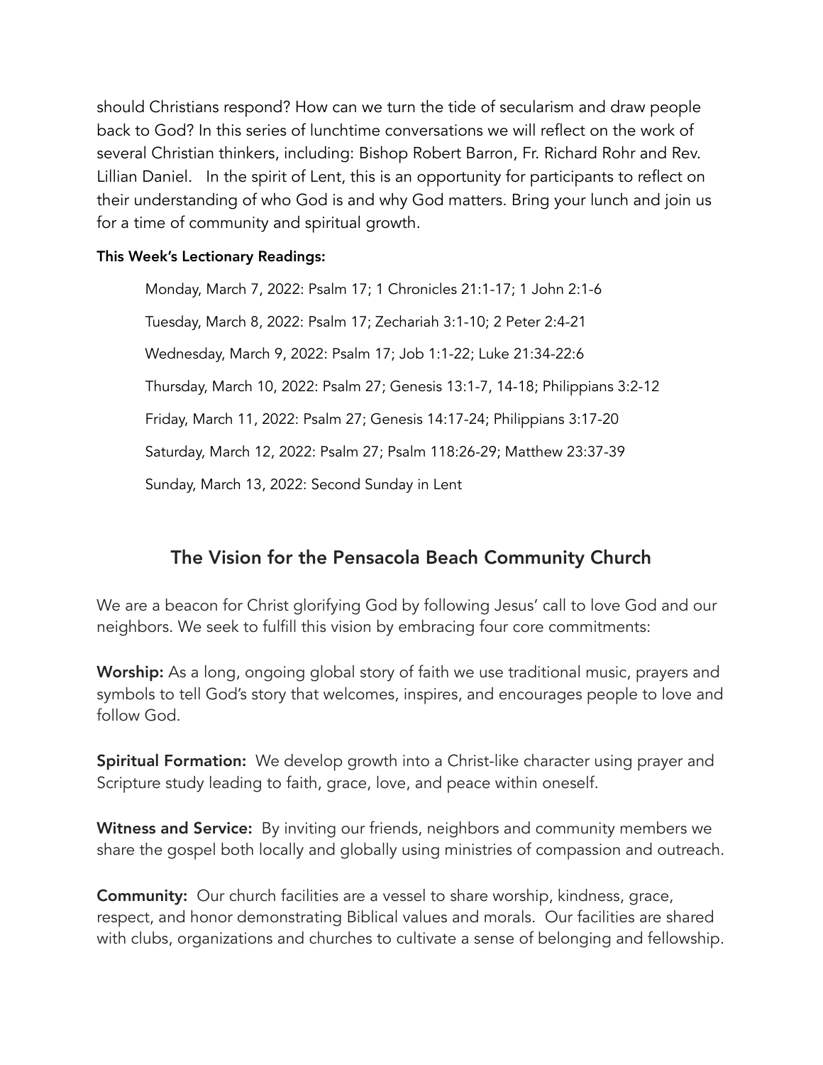should Christians respond? How can we turn the tide of secularism and draw people back to God? In this series of lunchtime conversations we will reflect on the work of several Christian thinkers, including: Bishop Robert Barron, Fr. Richard Rohr and Rev. Lillian Daniel. In the spirit of Lent, this is an opportunity for participants to reflect on their understanding of who God is and why God matters. Bring your lunch and join us for a time of community and spiritual growth.

**This Week's Lectionary Readings:**

Monday, March 7, 2022: Psalm 17; 1 Chronicles 21:1-17; 1 John 2:1-6

Tuesday, March 8, 2022: Psalm 17; Zechariah 3:1-10; 2 Peter 2:4-21

Wednesday, March 9, 2022: Psalm 17; Job 1:1-22; Luke 21:34-22:6

Thursday, March 10, 2022: Psalm 27; Genesis 13:1-7, 14-18; Philippians 3:2-12

Friday, March 11, 2022: Psalm 27; Genesis 14:17-24; Philippians 3:17-20

Saturday, March 12, 2022: Psalm 27; Psalm 118:26-29; Matthew 23:37-39

Sunday, March 13, 2022: Second Sunday in Lent

## The Vision for the Pensacola Beach Community Church

We are a beacon for Christ glorifying God by following Jesus' call to love God and our neighbors. We seek to fulfill this vision by embracing four core commitments:

**Worship:** As a long, ongoing global story of faith we use traditional music, prayers and symbols to tell God's story that welcomes, inspires, and encourages people to love and follow God.

**Spiritual Formation:** We develop growth into a Christ-like character using prayer and Scripture study leading to faith, grace, love, and peace within oneself.

**Witness and Service:** By inviting our friends, neighbors and community members we share the gospel both locally and globally using ministries of compassion and outreach.

**Community:** Our church facilities are a vessel to share worship, kindness, grace, respect, and honor demonstrating Biblical values and morals. Our facilities are shared with clubs, organizations and churches to cultivate a sense of belonging and fellowship.